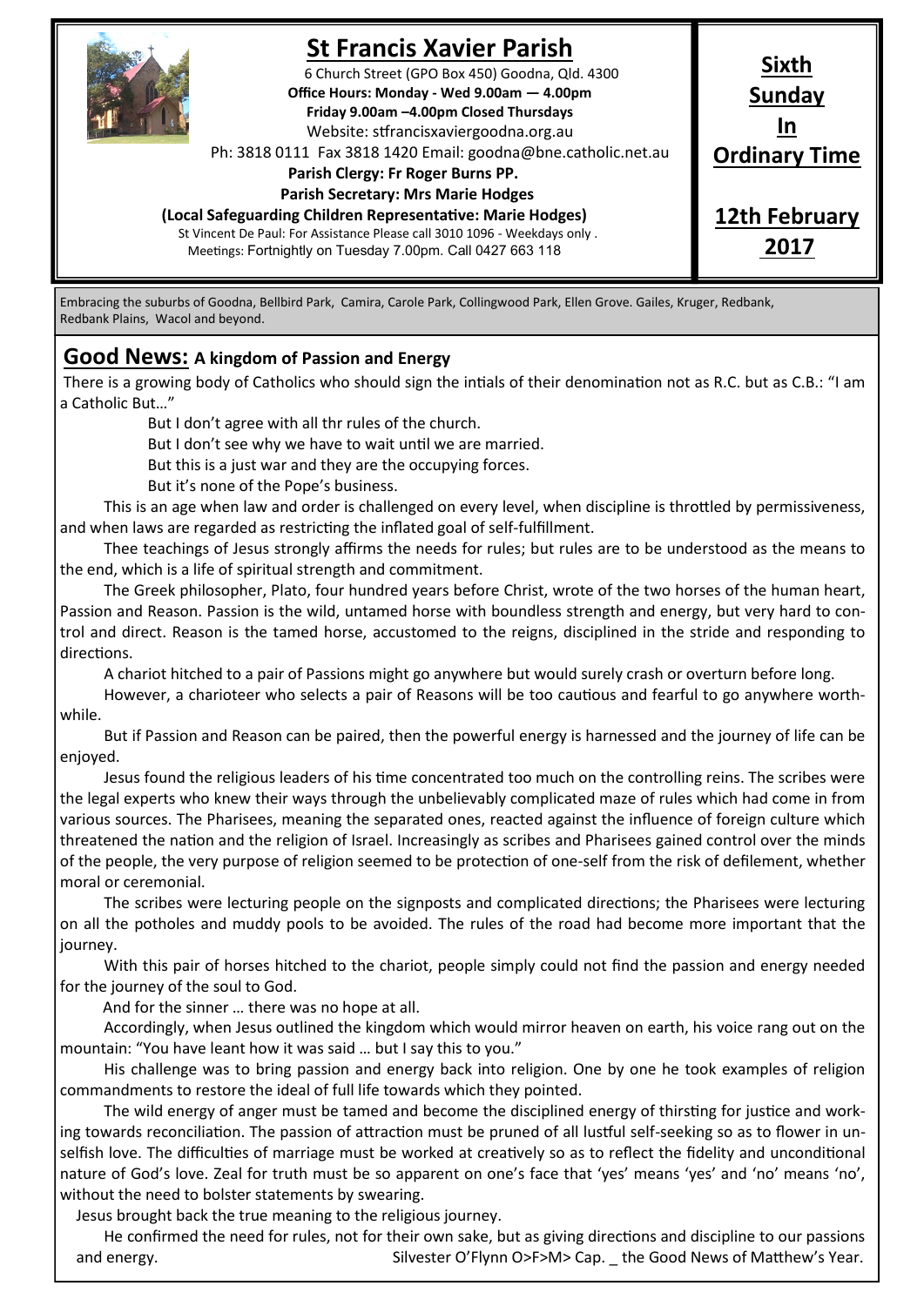# St Francis Xavier Parish

6 Church Street (GPO Box 450) Goodna, Qld. 4300

**Office Hours: Monday - Wed 9.00am — 4.00pm**

**Friday 9.00am –4.00pm Closed Thursdays**

Website: stfrancisxaviergoodna.org.au

Ph: 3818 0111 Fax 3818 1420 Email: goodna@bne.catholic.net.au

**Parish Clergy: Fr Roger Burns PP.**

**Parish Secretary: Mrs Marie Hodges**

**(Local Safeguarding Children Representative: Marie Hodges)**

St Vincent De Paul: For Assistance Please call 3010 1096 - Weekdays only .

Meetings: Fortnightly on Tuesday 7.00pm. Call 0427 663 118

**Sixth Sunday In Ordinary Time**

**12th February 2017**

Embracing the suburbs of Goodna, Bellbird Park, Camira, Carole Park, Collingwood Park, Ellen Grove. Gailes, Kruger, Redbank, Redbank Plains, Wacol and beyond.

## Good News: A kingdom of Passion and Energy

There is a growing body of Catholics who should sign the intials of their denomination not as R.C. but as C.B.: "I am a Catholic But…"

But I don't agree with all thr rules of the church.

But I don't see why we have to wait until we are married.

But this is a just war and they are the occupying forces.

But it's none of the Pope's business.

This is an age when law and order is challenged on every level, when discipline is throttled by permissiveness, and when laws are regarded as restricting the inflated goal of self-fulfillment.

Thee teachings of Jesus strongly affirms the needs for rules; but rules are to be understood as the means to the end, which is a life of spiritual strength and commitment.

The Greek philosopher, Plato, four hundred years before Christ, wrote of the two horses of the human heart, Passion and Reason. Passion is the wild, untamed horse with boundless strength and energy, but very hard to control and direct. Reason is the tamed horse, accustomed to the reigns, disciplined in the stride and responding to directions.

A chariot hitched to a pair of Passions might go anywhere but would surely crash or overturn before long.

However, a charioteer who selects a pair of Reasons will be too cautious and fearful to go anywhere worthwhile.

But if Passion and Reason can be paired, then the powerful energy is harnessed and the journey of life can be enjoyed.

Jesus found the religious leaders of his time concentrated too much on the controlling reins. The scribes were the legal experts who knew their ways through the unbelievably complicated maze of rules which had come in from various sources. The Pharisees, meaning the separated ones, reacted against the influence of foreign culture which threatened the nation and the religion of Israel. Increasingly as scribes and Pharisees gained control over the minds of the people, the very purpose of religion seemed to be protection of one-self from the risk of defilement, whether moral or ceremonial.

The scribes were lecturing people on the signposts and complicated directions; the Pharisees were lecturing on all the potholes and muddy pools to be avoided. The rules of the road had become more important that the journey.

With this pair of horses hitched to the chariot, people simply could not find the passion and energy needed for the journey of the soul to God.

And for the sinner … there was no hope at all.

Accordingly, when Jesus outlined the kingdom which would mirror heaven on earth, his voice rang out on the mountain: "You have leant how it was said … but I say this to you."

His challenge was to bring passion and energy back into religion. One by one he took examples of religion commandments to restore the ideal of full life towards which they pointed.

The wild energy of anger must be tamed and become the disciplined energy of thirsting for justice and working towards reconciliation. The passion of attraction must be pruned of all lustful self-seeking so as to flower in unselfish love. The difficulties of marriage must be worked at creatively so as to reflect the fidelity and unconditional nature of God's love. Zeal for truth must be so apparent on one's face that 'yes' means 'yes' and 'no' means 'no', without the need to bolster statements by swearing.

Jesus brought back the true meaning to the religious journey.

He confirmed the need for rules, not for their own sake, but as giving directions and discipline to our passions and energy. Silvester O'Flynn O>F>M> Cap. _ the Good News of Matthew's Year.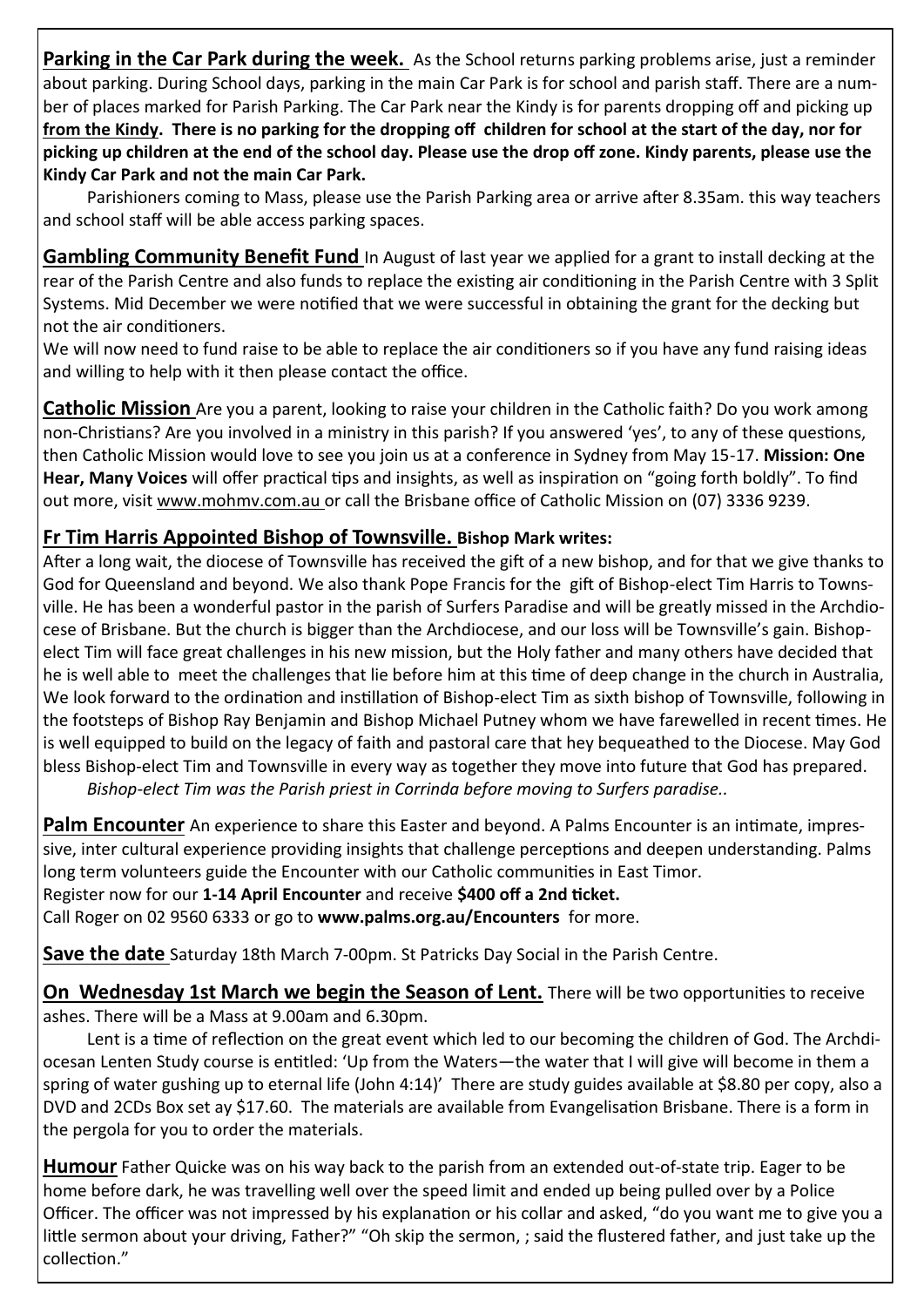**Parking in the Car Park during the week.** As the School returns parking problems arise, just a reminder about parking. During School days, parking in the main Car Park is for school and parish staff. There are a number of places marked for Parish Parking. The Car Park near the Kindy is for parents dropping off and picking up **from the Kindy. There is no parking for the dropping off children for school at the start of the day, nor for picking up children at the end of the school day. Please use the drop off zone. Kindy parents, please use the Kindy Car Park and not the main Car Park.**

Parishioners coming to Mass, please use the Parish Parking area or arrive after 8.35am. this way teachers and school staff will be able access parking spaces.

**Gambling Community Benefit Fund** In August of last year we applied for a grant to install decking at the rear of the Parish Centre and also funds to replace the existing air conditioning in the Parish Centre with 3 Split Systems. Mid December we were notified that we were successful in obtaining the grant for the decking but not the air conditioners.

We will now need to fund raise to be able to replace the air conditioners so if you have any fund raising ideas and willing to help with it then please contact the office.

**Catholic Mission** Are you a parent, looking to raise your children in the Catholic faith? Do you work among non-Christians? Are you involved in a ministry in this parish? If you answered 'yes', to any of these questions, then Catholic Mission would love to see you join us at a conference in Sydney from May 15-17. **Mission: One Hear, Many Voices** will offer practical tips and insights, as well as inspiration on "going forth boldly". To find out more, visit www.mohmv.com.au or call the Brisbane office of Catholic Mission on (07) 3336 9239.

**Fr Tim Harris Appointed Bishop of Townsville. Bishop Mark writes:**

After a long wait, the diocese of Townsville has received the gift of a new bishop, and for that we give thanks to God for Queensland and beyond. We also thank Pope Francis for the gift of Bishop-elect Tim Harris to Townsville. He has been a wonderful pastor in the parish of Surfers Paradise and will be greatly missed in the Archdiocese of Brisbane. But the church is bigger than the Archdiocese, and our loss will be Townsville's gain. Bishop-elect Tim will face great challenges in his new mission, but the Holy father and many others have decided that he is well able to meet the challenges that lie before him at this time of deep change in the church in Australia, We look forward to the ordination and instillation of Bishop-elect Tim as sixth bishop of Townsville, following in the footsteps of Bishop Ray Benjamin and Bishop Michael Putney whom we have farewelled in recent times. He is well equipped to build on the legacy of faith and pastoral care that hey bequeathed to the Diocese. May God bless Bishop-elect Tim and Townsville in every way as together they move into future that God has prepared.

*Bishop-elect Tim was the Parish priest in Corrinda before moving to Surfers paradise..*

**Palm Encounter** An experience to share this Easter and beyond. A Palms Encounter is an intimate, impressive, inter cultural experience providing insights that challenge perceptions and deepen understanding. Palms long term volunteers guide the Encounter with our Catholic communities in East Timor.

Register now for our **1-14 April Encounter** and receive **$400 off a 2nd ticket.**

Call Roger on 02 9560 6333 or go to **www.palms.org.au/Encounters** for more.

**Save the date** Saturday 18th March 7-00pm. St Patricks Day Social in the Parish Centre.

**On Wednesday 1st March we begin the Season of Lent.** There will be two opportunities to receive ashes. There will be a Mass at 9.00am and 6.30pm.

Lent is a time of reflection on the great event which led to our becoming the children of God. The Archdiocesan Lenten Study course is entitled: 'Up from the Waters—the water that I will give will become in them a spring of water gushing up to eternal life (John 4:14)' There are study guides available at $8.80 per copy, also a DVD and 2CDs Box set ay $17.60. The materials are available from Evangelisation Brisbane. There is a form in the pergola for you to order the materials.

**Humour** Father Quicke was on his way back to the parish from an extended out-of-state trip. Eager to be home before dark, he was travelling well over the speed limit and ended up being pulled over by a Police Officer. The officer was not impressed by his explanation or his collar and asked, "do you want me to give you a little sermon about your driving, Father?" "Oh skip the sermon, ; said the flustered father, and just take up the collection."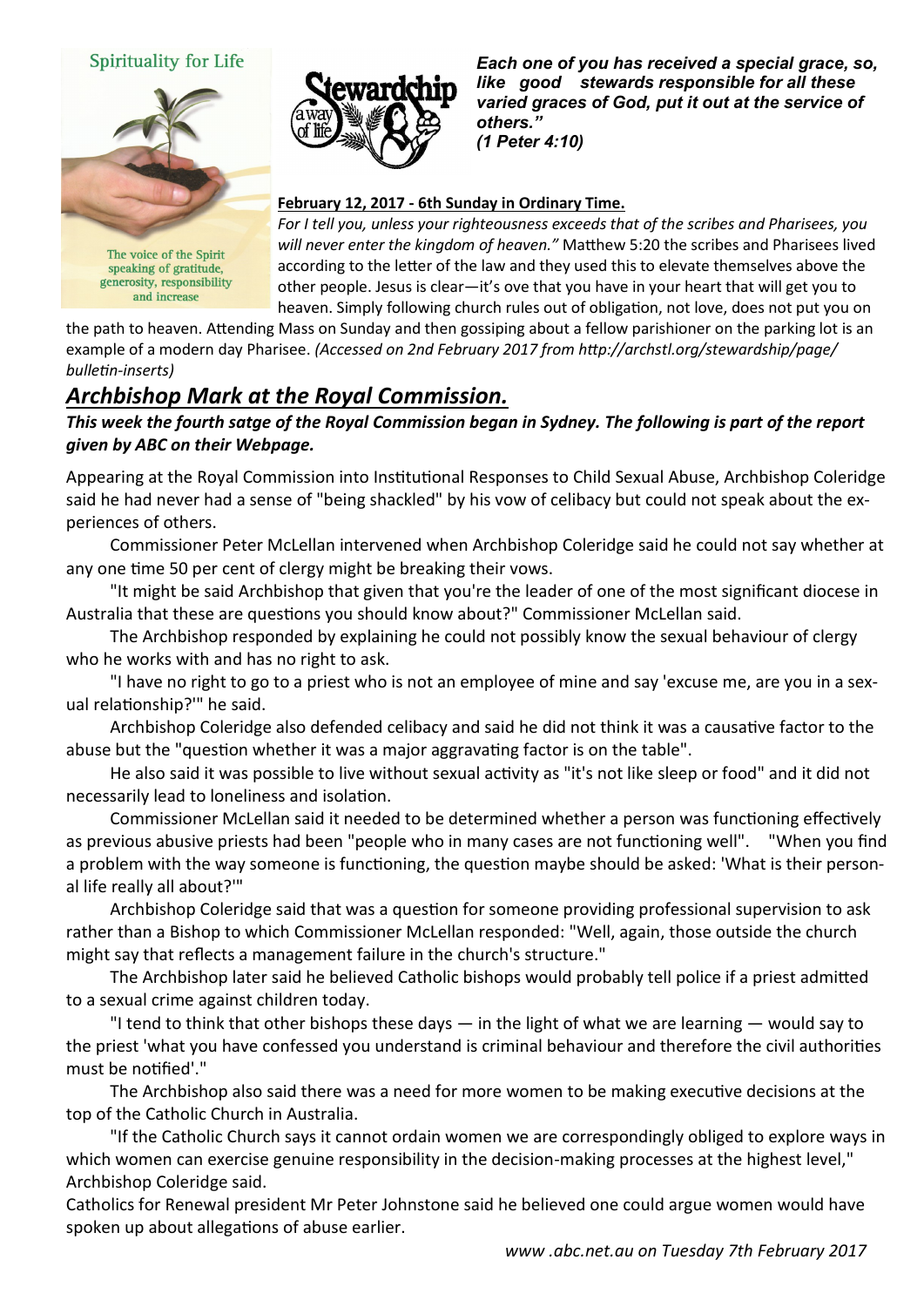Spirituality for Life

The voice of the Spirit speaking of gratitude, generosity, responsibility and increase

Stewardship a way of life

***Each one of you has received a special grace, so, like good stewards responsible for all these varied graces of God, put it out at the service of others." (1 Peter 4:10)***

**February 12, 2017 - 6th Sunday in Ordinary Time.**

*For I tell you, unless your righteousness exceeds that of the scribes and Pharisees, you will never enter the kingdom of heaven."* Matthew 5:20 the scribes and Pharisees lived according to the letter of the law and they used this to elevate themselves above the other people. Jesus is clear—it's ove that you have in your heart that will get you to heaven. Simply following church rules out of obligation, not love, does not put you on the path to heaven. Attending Mass on Sunday and then gossiping about a fellow parishioner on the parking lot is an example of a modern day Pharisee. *(Accessed on 2nd February 2017 from http://archstl.org/stewardship/page/bulletin-inserts)*

## *Archbishop Mark at the Royal Commission.*

***This week the fourth satge of the Royal Commission began in Sydney. The following is part of the report given by ABC on their Webpage.***

Appearing at the Royal Commission into Institutional Responses to Child Sexual Abuse, Archbishop Coleridge said he had never had a sense of "being shackled" by his vow of celibacy but could not speak about the experiences of others.

Commissioner Peter McLellan intervened when Archbishop Coleridge said he could not say whether at any one time 50 per cent of clergy might be breaking their vows.

"It might be said Archbishop that given that you're the leader of one of the most significant diocese in Australia that these are questions you should know about?" Commissioner McLellan said.

The Archbishop responded by explaining he could not possibly know the sexual behaviour of clergy who he works with and has no right to ask.

"I have no right to go to a priest who is not an employee of mine and say 'excuse me, are you in a sexual relationship?'" he said.

Archbishop Coleridge also defended celibacy and said he did not think it was a causative factor to the abuse but the "question whether it was a major aggravating factor is on the table".

He also said it was possible to live without sexual activity as "it's not like sleep or food" and it did not necessarily lead to loneliness and isolation.

Commissioner McLellan said it needed to be determined whether a person was functioning effectively as previous abusive priests had been "people who in many cases are not functioning well". "When you find a problem with the way someone is functioning, the question maybe should be asked: 'What is their personal life really all about?'"

Archbishop Coleridge said that was a question for someone providing professional supervision to ask rather than a Bishop to which Commissioner McLellan responded: "Well, again, those outside the church might say that reflects a management failure in the church's structure."

The Archbishop later said he believed Catholic bishops would probably tell police if a priest admitted to a sexual crime against children today.

"I tend to think that other bishops these days — in the light of what we are learning — would say to the priest 'what you have confessed you understand is criminal behaviour and therefore the civil authorities must be notified'."

The Archbishop also said there was a need for more women to be making executive decisions at the top of the Catholic Church in Australia.

"If the Catholic Church says it cannot ordain women we are correspondingly obliged to explore ways in which women can exercise genuine responsibility in the decision-making processes at the highest level," Archbishop Coleridge said.

Catholics for Renewal president Mr Peter Johnstone said he believed one could argue women would have spoken up about allegations of abuse earlier.

*www .abc.net.au on Tuesday 7th February 2017*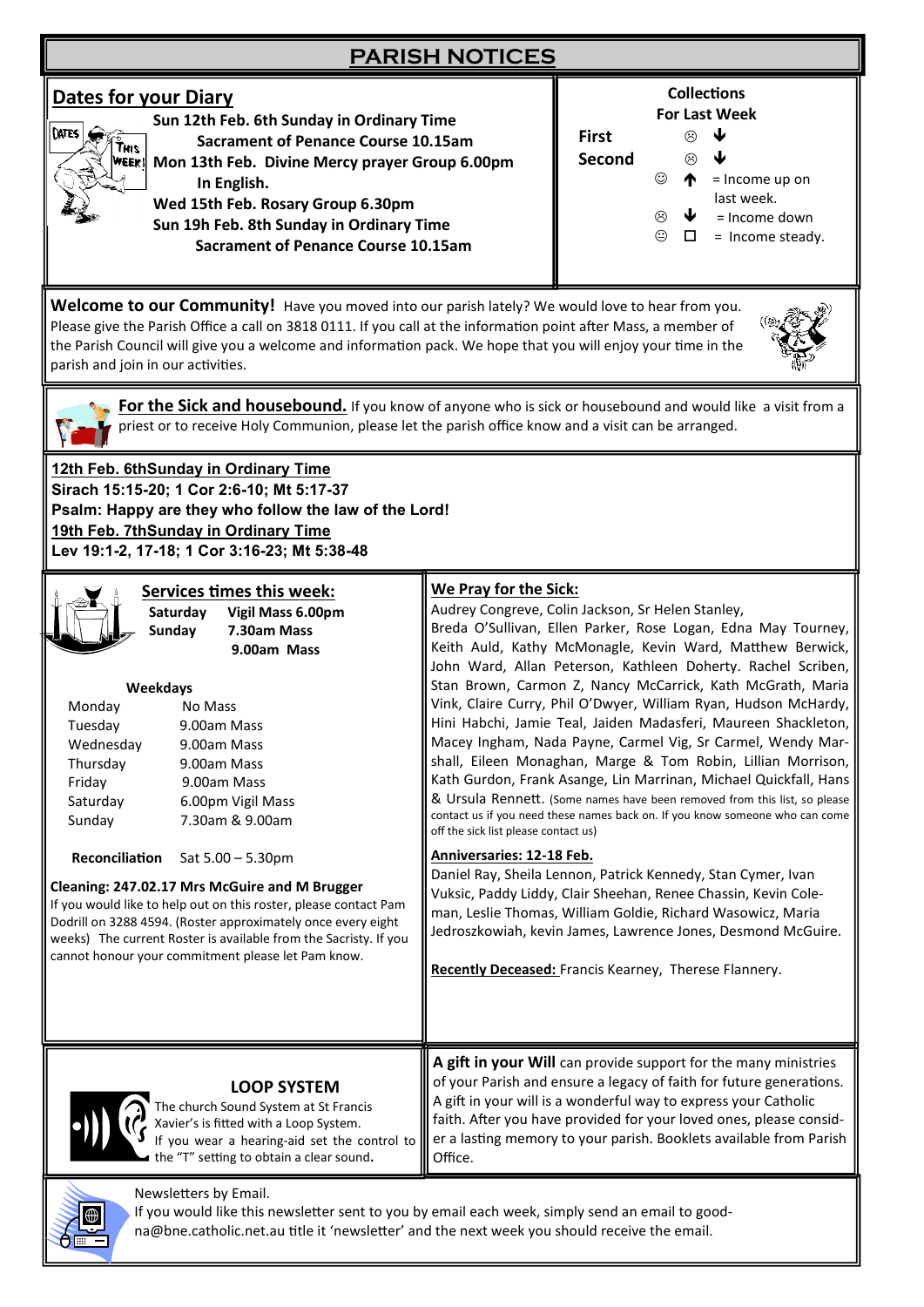# PARISH NOTICES

## Dates for your Diary

**Sun 12th Feb. 6th Sunday in Ordinary Time**
**Sacrament of Penance Course 10.15am**
**Mon 13th Feb. Divine Mercy prayer Group 6.00pm In English.**
**Wed 15th Feb. Rosary Group 6.30pm**
**Sun 19h Feb. 8th Sunday in Ordinary Time**
**Sacrament of Penance Course 10.15am**

**Collections For Last Week**

**First** ☹ ↓
**Second** ☹ ↓

☺ ↑ = Income up on last week.
☹ ↓ = Income down
😐 ☐ = Income steady.

**Welcome to our Community!** Have you moved into our parish lately? We would love to hear from you. Please give the Parish Office a call on 3818 0111. If you call at the information point after Mass, a member of the Parish Council will give you a welcome and information pack. We hope that you will enjoy your time in the parish and join in our activities.

**For the Sick and housebound.** If you know of anyone who is sick or housebound and would like a visit from a priest or to receive Holy Communion, please let the parish office know and a visit can be arranged.

**12th Feb. 6thSunday in Ordinary Time**
**Sirach 15:15-20; 1 Cor 2:6-10; Mt 5:17-37**
**Psalm: Happy are they who follow the law of the Lord!**
**19th Feb. 7thSunday in Ordinary Time**
**Lev 19:1-2, 17-18; 1 Cor 3:16-23; Mt 5:38-48**

## Services times this week:

**Saturday** **Vigil Mass 6.00pm**
**Sunday** **7.30am Mass**
**9.00am Mass**

**Weekdays**

| | |
|---|---|
| Monday | No Mass |
| Tuesday | 9.00am Mass |
| Wednesday | 9.00am Mass |
| Thursday | 9.00am Mass |
| Friday | 9.00am Mass |
| Saturday | 6.00pm Vigil Mass |
| Sunday | 7.30am & 9.00am |

**Reconciliation** Sat 5.00 – 5.30pm

**Cleaning: 247.02.17 Mrs McGuire and M Brugger**
If you would like to help out on this roster, please contact Pam Dodrill on 3288 4594. (Roster approximately once every eight weeks) The current Roster is available from the Sacristy. If you cannot honour your commitment please let Pam know.

**We Pray for the Sick:**
Audrey Congreve, Colin Jackson, Sr Helen Stanley, Breda O'Sullivan, Ellen Parker, Rose Logan, Edna May Tourney, Keith Auld, Kathy McMonagle, Kevin Ward, Matthew Berwick, John Ward, Allan Peterson, Kathleen Doherty. Rachel Scriben, Stan Brown, Carmon Z, Nancy McCarrick, Kath McGrath, Maria Vink, Claire Curry, Phil O'Dwyer, William Ryan, Hudson McHardy, Hini Habchi, Jamie Teal, Jaiden Madasferi, Maureen Shackleton, Macey Ingham, Nada Payne, Carmel Vig, Sr Carmel, Wendy Marshall, Eileen Monaghan, Marge & Tom Robin, Lillian Morrison, Kath Gurdon, Frank Asange, Lin Marrinan, Michael Quickfall, Hans & Ursula Rennett. (Some names have been removed from this list, so please contact us if you need these names back on. If you know someone who can come off the sick list please contact us)

**Anniversaries: 12-18 Feb.**
Daniel Ray, Sheila Lennon, Patrick Kennedy, Stan Cymer, Ivan Vuksic, Paddy Liddy, Clair Sheehan, Renee Chassin, Kevin Coleman, Leslie Thomas, William Goldie, Richard Wasowicz, Maria Jedroszkowiah, kevin James, Lawrence Jones, Desmond McGuire.

**Recently Deceased:** Francis Kearney, Therese Flannery.

## LOOP SYSTEM

The church Sound System at St Francis Xavier's is fitted with a Loop System. If you wear a hearing-aid set the control to the "T" setting to obtain a clear sound**.**

**A gift in your Will** can provide support for the many ministries of your Parish and ensure a legacy of faith for future generations. A gift in your will is a wonderful way to express your Catholic faith. After you have provided for your loved ones, please consider a lasting memory to your parish. Booklets available from Parish Office.

Newsletters by Email.
If you would like this newsletter sent to you by email each week, simply send an email to goodna@bne.catholic.net.au title it 'newsletter' and the next week you should receive the email.